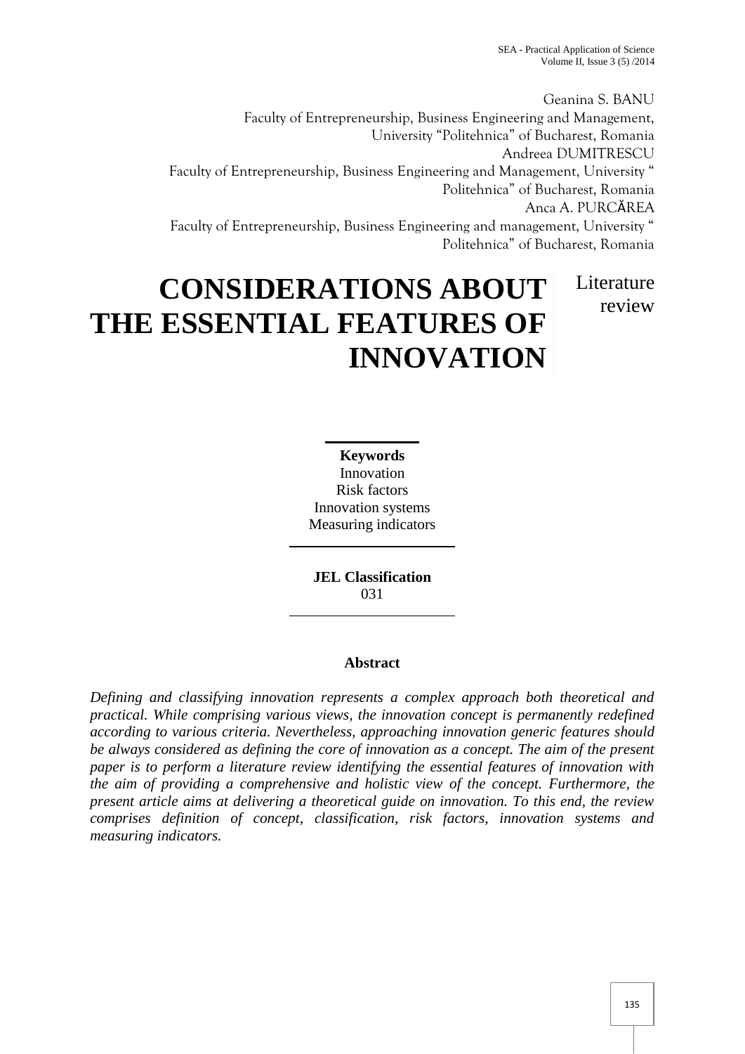Geanina S. BANU
Faculty of Entrepreneurship, Business Engineering and Management,
University "Politehnica" of Bucharest, Romania

Andreea DUMITRESCU
Faculty of Entrepreneurship, Business Engineering and Management, University " Politehnica" of Bucharest, Romania

Anca A. PURCĂREA
Faculty of Entrepreneurship, Business Engineering and management, University " Politehnica" of Bucharest, Romania

# CONSIDERATIONS ABOUT THE ESSENTIAL FEATURES OF INNOVATION

Literature review

**Keywords**
Innovation
Risk factors
Innovation systems
Measuring indicators

**JEL Classification**
031

**Abstract**

*Defining and classifying innovation represents a complex approach both theoretical and practical. While comprising various views, the innovation concept is permanently redefined according to various criteria. Nevertheless, approaching innovation generic features should be always considered as defining the core of innovation as a concept. The aim of the present paper is to perform a literature review identifying the essential features of innovation with the aim of providing a comprehensive and holistic view of the concept. Furthermore, the present article aims at delivering a theoretical guide on innovation. To this end, the review comprises definition of concept, classification, risk factors, innovation systems and measuring indicators.*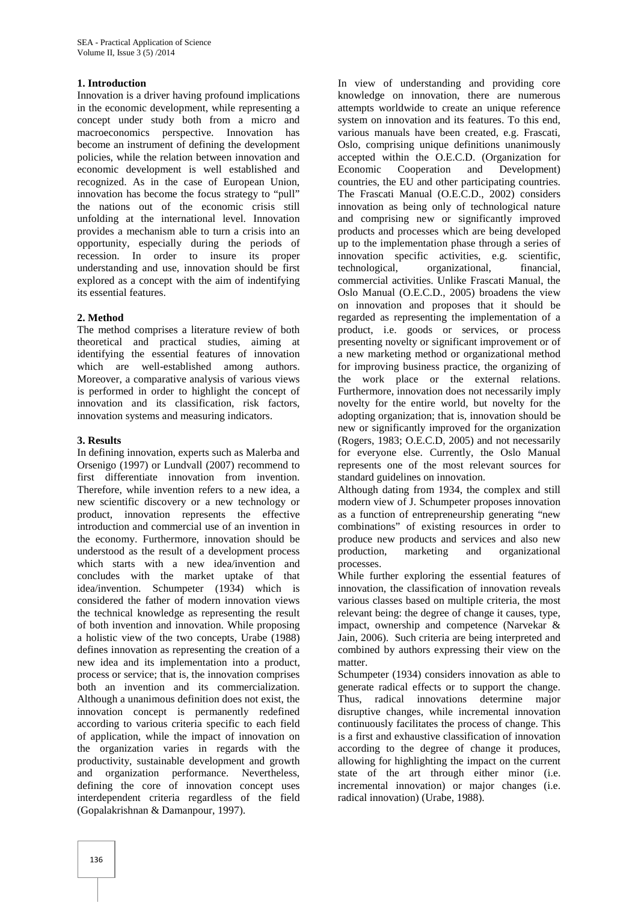## 1. Introduction

Innovation is a driver having profound implications in the economic development, while representing a concept under study both from a micro and macroeconomics perspective. Innovation has become an instrument of defining the development policies, while the relation between innovation and economic development is well established and recognized. As in the case of European Union, innovation has become the focus strategy to "pull" the nations out of the economic crisis still unfolding at the international level. Innovation provides a mechanism able to turn a crisis into an opportunity, especially during the periods of recession. In order to insure its proper understanding and use, innovation should be first explored as a concept with the aim of indentifying its essential features.

## 2. Method

The method comprises a literature review of both theoretical and practical studies, aiming at identifying the essential features of innovation which are well-established among authors. Moreover, a comparative analysis of various views is performed in order to highlight the concept of innovation and its classification, risk factors, innovation systems and measuring indicators.

## 3. Results

In defining innovation, experts such as Malerba and Orsenigo (1997) or Lundvall (2007) recommend to first differentiate innovation from invention. Therefore, while invention refers to a new idea, a new scientific discovery or a new technology or product, innovation represents the effective introduction and commercial use of an invention in the economy. Furthermore, innovation should be understood as the result of a development process which starts with a new idea/invention and concludes with the market uptake of that idea/invention. Schumpeter (1934) which is considered the father of modern innovation views the technical knowledge as representing the result of both invention and innovation. While proposing a holistic view of the two concepts, Urabe (1988) defines innovation as representing the creation of a new idea and its implementation into a product, process or service; that is, the innovation comprises both an invention and its commercialization. Although a unanimous definition does not exist, the innovation concept is permanently redefined according to various criteria specific to each field of application, while the impact of innovation on the organization varies in regards with the productivity, sustainable development and growth and organization performance. Nevertheless, defining the core of innovation concept uses interdependent criteria regardless of the field (Gopalakrishnan & Damanpour, 1997).

In view of understanding and providing core knowledge on innovation, there are numerous attempts worldwide to create an unique reference system on innovation and its features. To this end, various manuals have been created, e.g. Frascati, Oslo, comprising unique definitions unanimously accepted within the O.E.C.D. (Organization for Economic Cooperation and Development) countries, the EU and other participating countries. The Frascati Manual (O.E.C.D., 2002) considers innovation as being only of technological nature and comprising new or significantly improved products and processes which are being developed up to the implementation phase through a series of innovation specific activities, e.g. scientific, technological, organizational, financial, commercial activities. Unlike Frascati Manual, the Oslo Manual (O.E.C.D., 2005) broadens the view on innovation and proposes that it should be regarded as representing the implementation of a product, i.e. goods or services, or process presenting novelty or significant improvement or of a new marketing method or organizational method for improving business practice, the organizing of the work place or the external relations. Furthermore, innovation does not necessarily imply novelty for the entire world, but novelty for the adopting organization; that is, innovation should be new or significantly improved for the organization (Rogers, 1983; O.E.C.D, 2005) and not necessarily for everyone else. Currently, the Oslo Manual represents one of the most relevant sources for standard guidelines on innovation.

Although dating from 1934, the complex and still modern view of J. Schumpeter proposes innovation as a function of entrepreneurship generating "new combinations" of existing resources in order to produce new products and services and also new production, marketing and organizational processes.

While further exploring the essential features of innovation, the classification of innovation reveals various classes based on multiple criteria, the most relevant being: the degree of change it causes, type, impact, ownership and competence (Narvekar & Jain, 2006). Such criteria are being interpreted and combined by authors expressing their view on the matter.

Schumpeter (1934) considers innovation as able to generate radical effects or to support the change. Thus, radical innovations determine major disruptive changes, while incremental innovation continuously facilitates the process of change. This is a first and exhaustive classification of innovation according to the degree of change it produces, allowing for highlighting the impact on the current state of the art through either minor (i.e. incremental innovation) or major changes (i.e. radical innovation) (Urabe, 1988).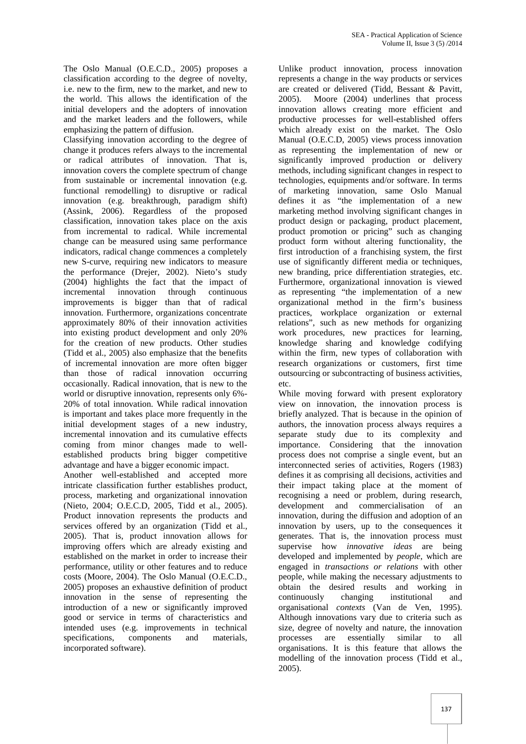The Oslo Manual (O.E.C.D., 2005) proposes a classification according to the degree of novelty, i.e. new to the firm, new to the market, and new to the world. This allows the identification of the initial developers and the adopters of innovation and the market leaders and the followers, while emphasizing the pattern of diffusion.

Classifying innovation according to the degree of change it produces refers always to the incremental or radical attributes of innovation. That is, innovation covers the complete spectrum of change from sustainable or incremental innovation (e.g. functional remodelling) to disruptive or radical innovation (e.g. breakthrough, paradigm shift) (Assink, 2006). Regardless of the proposed classification, innovation takes place on the axis from incremental to radical. While incremental change can be measured using same performance indicators, radical change commences a completely new S-curve, requiring new indicators to measure the performance (Drejer, 2002). Nieto's study (2004) highlights the fact that the impact of incremental innovation through continuous improvements is bigger than that of radical innovation. Furthermore, organizations concentrate approximately 80% of their innovation activities into existing product development and only 20% for the creation of new products. Other studies (Tidd et al., 2005) also emphasize that the benefits of incremental innovation are more often bigger than those of radical innovation occurring occasionally. Radical innovation, that is new to the world or disruptive innovation, represents only 6%-20% of total innovation. While radical innovation is important and takes place more frequently in the initial development stages of a new industry, incremental innovation and its cumulative effects coming from minor changes made to well-established products bring bigger competitive advantage and have a bigger economic impact.

Another well-established and accepted more intricate classification further establishes product, process, marketing and organizational innovation (Nieto, 2004; O.E.C.D, 2005, Tidd et al., 2005). Product innovation represents the products and services offered by an organization (Tidd et al., 2005). That is, product innovation allows for improving offers which are already existing and established on the market in order to increase their performance, utility or other features and to reduce costs (Moore, 2004). The Oslo Manual (O.E.C.D., 2005) proposes an exhaustive definition of product innovation in the sense of representing the introduction of a new or significantly improved good or service in terms of characteristics and intended uses (e.g. improvements in technical specifications, components and materials, incorporated software).

Unlike product innovation, process innovation represents a change in the way products or services are created or delivered (Tidd, Bessant & Pavitt, 2005). Moore (2004) underlines that process innovation allows creating more efficient and productive processes for well-established offers which already exist on the market. The Oslo Manual (O.E.C.D, 2005) views process innovation as representing the implementation of new or significantly improved production or delivery methods, including significant changes in respect to technologies, equipments and/or software. In terms of marketing innovation, same Oslo Manual defines it as "the implementation of a new marketing method involving significant changes in product design or packaging, product placement, product promotion or pricing" such as changing product form without altering functionality, the first introduction of a franchising system, the first use of significantly different media or techniques, new branding, price differentiation strategies, etc. Furthermore, organizational innovation is viewed as representing "the implementation of a new organizational method in the firm's business practices, workplace organization or external relations", such as new methods for organizing work procedures, new practices for learning, knowledge sharing and knowledge codifying within the firm, new types of collaboration with research organizations or customers, first time outsourcing or subcontracting of business activities, etc.

While moving forward with present exploratory view on innovation, the innovation process is briefly analyzed. That is because in the opinion of authors, the innovation process always requires a separate study due to its complexity and importance. Considering that the innovation process does not comprise a single event, but an interconnected series of activities, Rogers (1983) defines it as comprising all decisions, activities and their impact taking place at the moment of recognising a need or problem, during research, development and commercialisation of an innovation, during the diffusion and adoption of an innovation by users, up to the consequences it generates. That is, the innovation process must supervise how *innovative ideas* are being developed and implemented by *people*, which are engaged in *transactions or relations* with other people, while making the necessary adjustments to obtain the desired results and working in continuously changing institutional and organisational *contexts* (Van de Ven, 1995). Although innovations vary due to criteria such as size, degree of novelty and nature, the innovation processes are essentially similar to all organisations. It is this feature that allows the modelling of the innovation process (Tidd et al., 2005).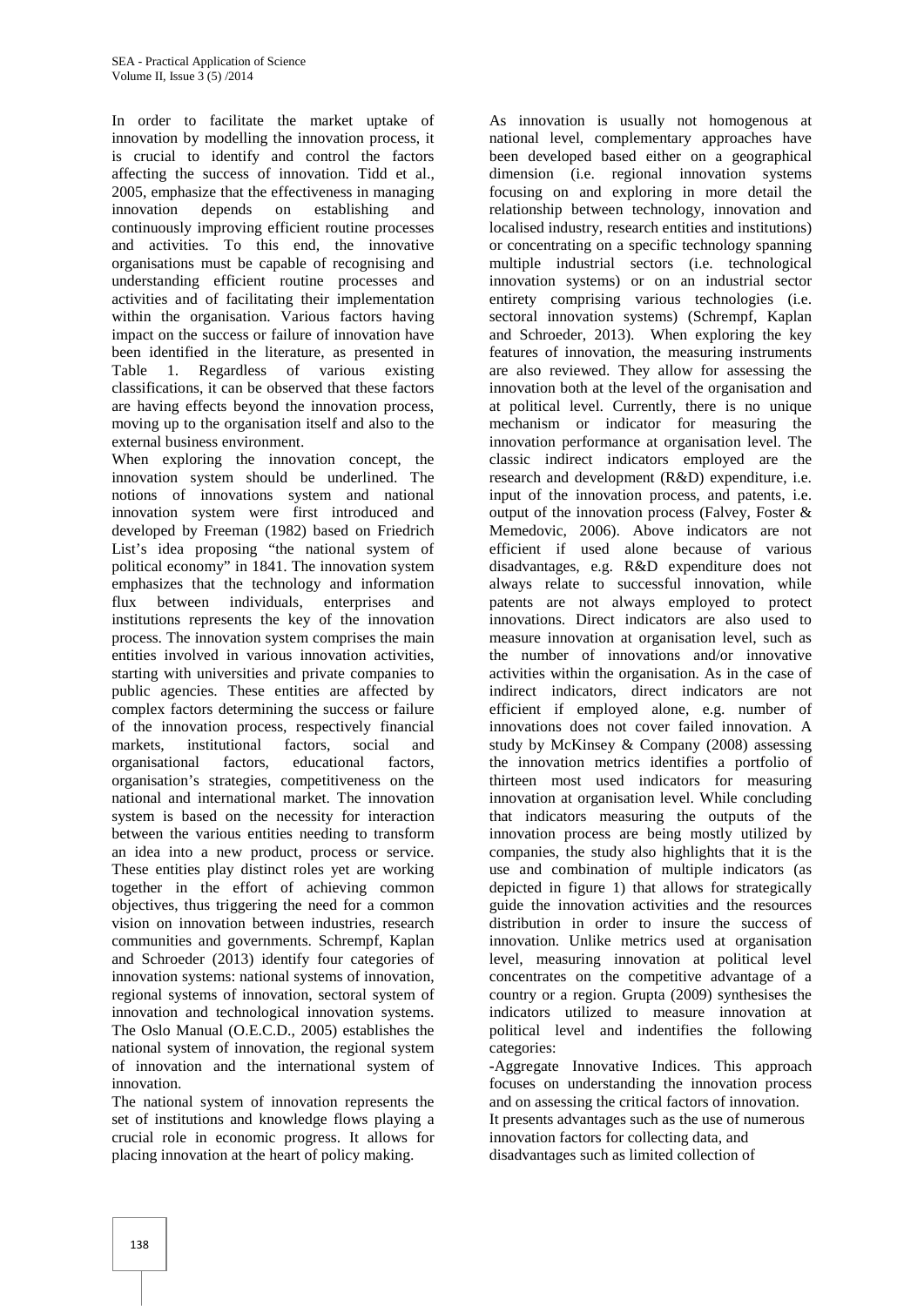In order to facilitate the market uptake of innovation by modelling the innovation process, it is crucial to identify and control the factors affecting the success of innovation. Tidd et al., 2005, emphasize that the effectiveness in managing innovation depends on establishing and continuously improving efficient routine processes and activities. To this end, the innovative organisations must be capable of recognising and understanding efficient routine processes and activities and of facilitating their implementation within the organisation. Various factors having impact on the success or failure of innovation have been identified in the literature, as presented in Table 1. Regardless of various existing classifications, it can be observed that these factors are having effects beyond the innovation process, moving up to the organisation itself and also to the external business environment.

When exploring the innovation concept, the innovation system should be underlined. The notions of innovations system and national innovation system were first introduced and developed by Freeman (1982) based on Friedrich List's idea proposing "the national system of political economy" in 1841. The innovation system emphasizes that the technology and information flux between individuals, enterprises and institutions represents the key of the innovation process. The innovation system comprises the main entities involved in various innovation activities, starting with universities and private companies to public agencies. These entities are affected by complex factors determining the success or failure of the innovation process, respectively financial markets, institutional factors, social and organisational factors, educational factors, organisation's strategies, competitiveness on the national and international market. The innovation system is based on the necessity for interaction between the various entities needing to transform an idea into a new product, process or service. These entities play distinct roles yet are working together in the effort of achieving common objectives, thus triggering the need for a common vision on innovation between industries, research communities and governments. Schrempf, Kaplan and Schroeder (2013) identify four categories of innovation systems: national systems of innovation, regional systems of innovation, sectoral system of innovation and technological innovation systems. The Oslo Manual (O.E.C.D., 2005) establishes the national system of innovation, the regional system of innovation and the international system of innovation.

The national system of innovation represents the set of institutions and knowledge flows playing a crucial role in economic progress. It allows for placing innovation at the heart of policy making.

As innovation is usually not homogenous at national level, complementary approaches have been developed based either on a geographical dimension (i.e. regional innovation systems focusing on and exploring in more detail the relationship between technology, innovation and localised industry, research entities and institutions) or concentrating on a specific technology spanning multiple industrial sectors (i.e. technological innovation systems) or on an industrial sector entirety comprising various technologies (i.e. sectoral innovation systems) (Schrempf, Kaplan and Schroeder, 2013). When exploring the key features of innovation, the measuring instruments are also reviewed. They allow for assessing the innovation both at the level of the organisation and at political level. Currently, there is no unique mechanism or indicator for measuring the innovation performance at organisation level. The classic indirect indicators employed are the research and development (R&D) expenditure, i.e. input of the innovation process, and patents, i.e. output of the innovation process (Falvey, Foster & Memedovic, 2006). Above indicators are not efficient if used alone because of various disadvantages, e.g. R&D expenditure does not always relate to successful innovation, while patents are not always employed to protect innovations. Direct indicators are also used to measure innovation at organisation level, such as the number of innovations and/or innovative activities within the organisation. As in the case of indirect indicators, direct indicators are not efficient if employed alone, e.g. number of innovations does not cover failed innovation. A study by McKinsey & Company (2008) assessing the innovation metrics identifies a portfolio of thirteen most used indicators for measuring innovation at organisation level. While concluding that indicators measuring the outputs of the innovation process are being mostly utilized by companies, the study also highlights that it is the use and combination of multiple indicators (as depicted in figure 1) that allows for strategically guide the innovation activities and the resources distribution in order to insure the success of innovation. Unlike metrics used at organisation level, measuring innovation at political level concentrates on the competitive advantage of a country or a region. Grupta (2009) synthesises the indicators utilized to measure innovation at political level and indentifies the following categories:

-Aggregate Innovative Indices. This approach focuses on understanding the innovation process and on assessing the critical factors of innovation. It presents advantages such as the use of numerous innovation factors for collecting data, and disadvantages such as limited collection of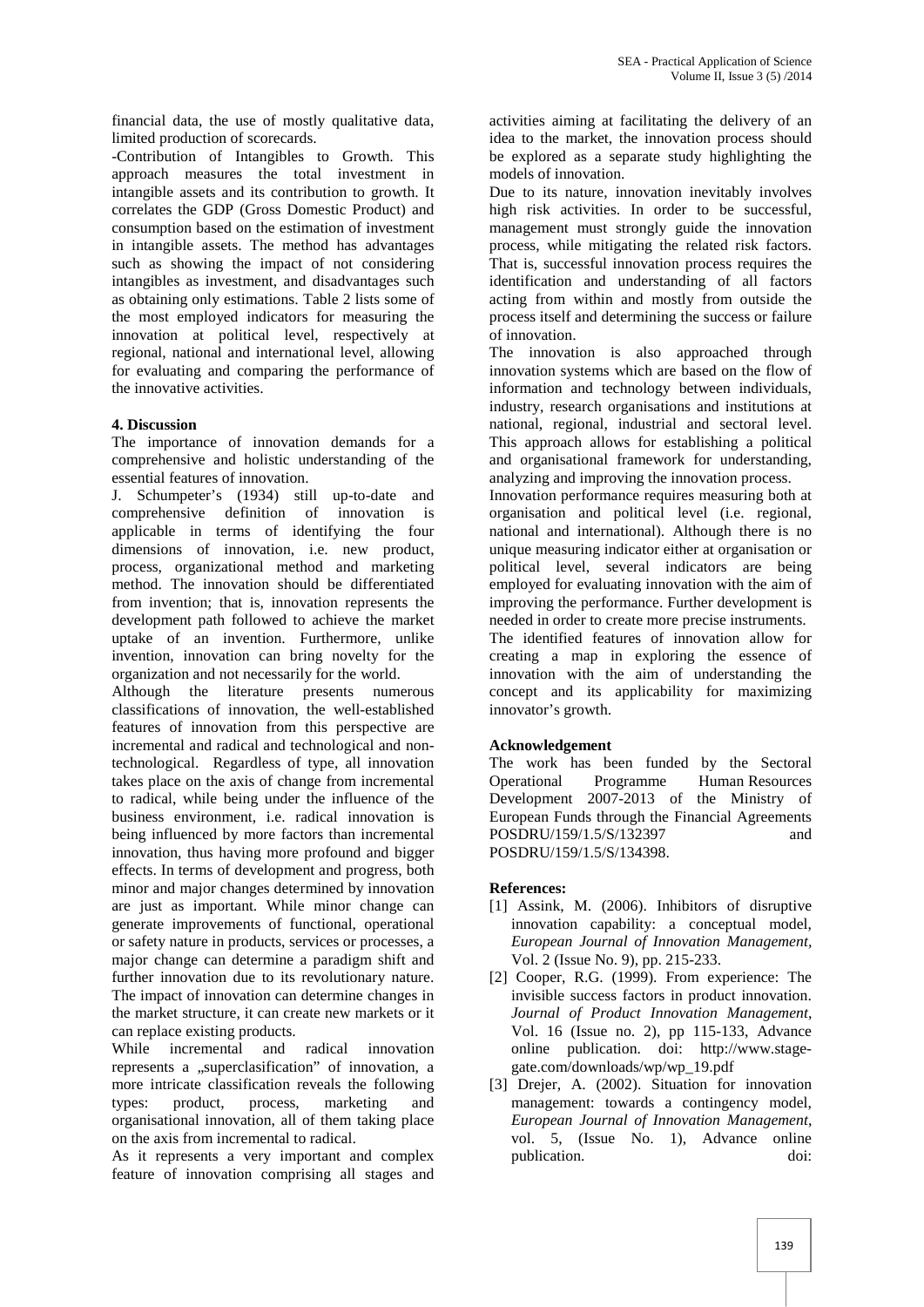financial data, the use of mostly qualitative data, limited production of scorecards.

-Contribution of Intangibles to Growth. This approach measures the total investment in intangible assets and its contribution to growth. It correlates the GDP (Gross Domestic Product) and consumption based on the estimation of investment in intangible assets. The method has advantages such as showing the impact of not considering intangibles as investment, and disadvantages such as obtaining only estimations. Table 2 lists some of the most employed indicators for measuring the innovation at political level, respectively at regional, national and international level, allowing for evaluating and comparing the performance of the innovative activities.

**4. Discussion**

The importance of innovation demands for a comprehensive and holistic understanding of the essential features of innovation.

J. Schumpeter's (1934) still up-to-date and comprehensive definition of innovation is applicable in terms of identifying the four dimensions of innovation, i.e. new product, process, organizational method and marketing method. The innovation should be differentiated from invention; that is, innovation represents the development path followed to achieve the market uptake of an invention. Furthermore, unlike invention, innovation can bring novelty for the organization and not necessarily for the world.

Although the literature presents numerous classifications of innovation, the well-established features of innovation from this perspective are incremental and radical and technological and non-technological. Regardless of type, all innovation takes place on the axis of change from incremental to radical, while being under the influence of the business environment, i.e. radical innovation is being influenced by more factors than incremental innovation, thus having more profound and bigger effects. In terms of development and progress, both minor and major changes determined by innovation are just as important. While minor change can generate improvements of functional, operational or safety nature in products, services or processes, a major change can determine a paradigm shift and further innovation due to its revolutionary nature. The impact of innovation can determine changes in the market structure, it can create new markets or it can replace existing products.

While incremental and radical innovation represents a „superclasification" of innovation, a more intricate classification reveals the following types: product, process, marketing and organisational innovation, all of them taking place on the axis from incremental to radical.

As it represents a very important and complex feature of innovation comprising all stages and activities aiming at facilitating the delivery of an idea to the market, the innovation process should be explored as a separate study highlighting the models of innovation.

Due to its nature, innovation inevitably involves high risk activities. In order to be successful, management must strongly guide the innovation process, while mitigating the related risk factors. That is, successful innovation process requires the identification and understanding of all factors acting from within and mostly from outside the process itself and determining the success or failure of innovation.

The innovation is also approached through innovation systems which are based on the flow of information and technology between individuals, industry, research organisations and institutions at national, regional, industrial and sectoral level. This approach allows for establishing a political and organisational framework for understanding, analyzing and improving the innovation process.

Innovation performance requires measuring both at organisation and political level (i.e. regional, national and international). Although there is no unique measuring indicator either at organisation or political level, several indicators are being employed for evaluating innovation with the aim of improving the performance. Further development is needed in order to create more precise instruments.

The identified features of innovation allow for creating a map in exploring the essence of innovation with the aim of understanding the concept and its applicability for maximizing innovator's growth.

**Acknowledgement**

The work has been funded by the Sectoral Operational Programme Human Resources Development 2007-2013 of the Ministry of European Funds through the Financial Agreements POSDRU/159/1.5/S/132397 and POSDRU/159/1.5/S/134398.

**References:**

[1] Assink, M. (2006). Inhibitors of disruptive innovation capability: a conceptual model, *European Journal of Innovation Management*, Vol. 2 (Issue No. 9), pp. 215-233.

[2] Cooper, R.G. (1999). From experience: The invisible success factors in product innovation. *Journal of Product Innovation Management*, Vol. 16 (Issue no. 2), pp 115-133, Advance online publication. doi: http://www.stage-gate.com/downloads/wp/wp_19.pdf

[3] Drejer, A. (2002). Situation for innovation management: towards a contingency model, *European Journal of Innovation Management*, vol. 5, (Issue No. 1), Advance online publication. doi: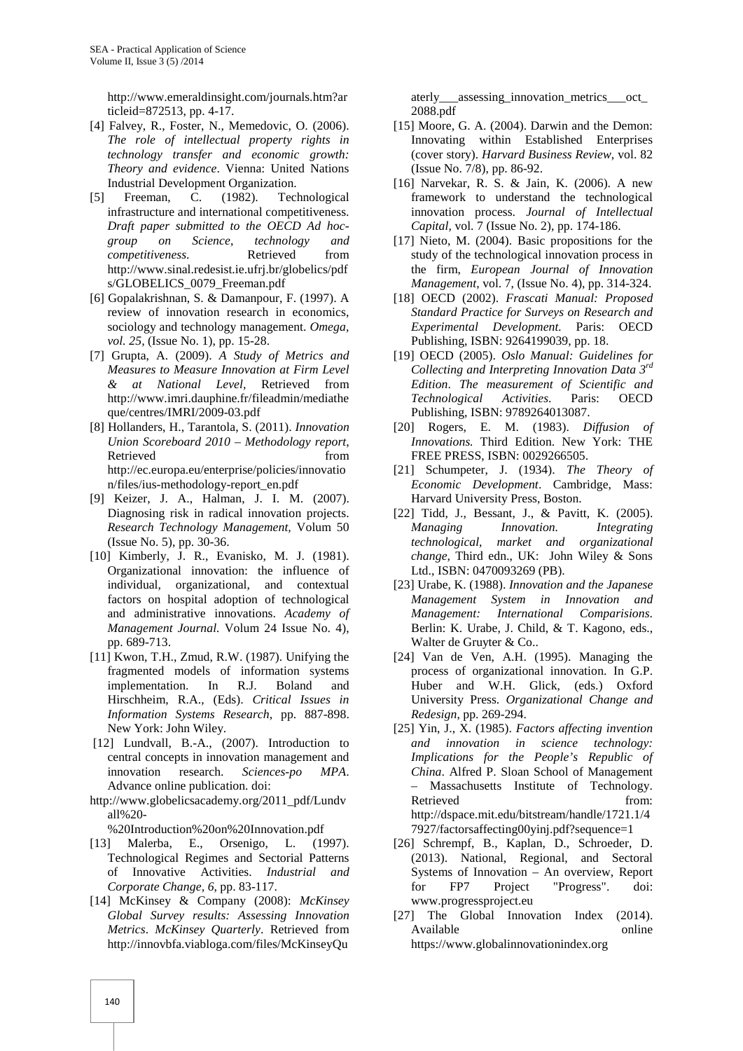http://www.emeraldinsight.com/journals.htm?articleid=872513, pp. 4-17.

[4] Falvey, R., Foster, N., Memedovic, O. (2006). *The role of intellectual property rights in technology transfer and economic growth: Theory and evidence*. Vienna: United Nations Industrial Development Organization.

[5] Freeman, C. (1982). Technological infrastructure and international competitiveness. *Draft paper submitted to the OECD Ad hoc-group on Science, technology and competitiveness*. Retrieved from http://www.sinal.redesist.ie.ufrj.br/globelics/pdfs/GLOBELICS_0079_Freeman.pdf

[6] Gopalakrishnan, S. & Damanpour, F. (1997). A review of innovation research in economics, sociology and technology management. *Omega, vol. 25,* (Issue No. 1), pp. 15-28.

[7] Grupta, A. (2009). *A Study of Metrics and Measures to Measure Innovation at Firm Level & at National Level*, Retrieved from http://www.imri.dauphine.fr/fileadmin/mediatheque/centres/IMRI/2009-03.pdf

[8] Hollanders, H., Tarantola, S. (2011). *Innovation Union Scoreboard 2010 – Methodology report*, Retrieved from http://ec.europa.eu/enterprise/policies/innovation/files/ius-methodology-report_en.pdf

[9] Keizer, J. A., Halman, J. I. M. (2007). Diagnosing risk in radical innovation projects. *Research Technology Management,* Volum 50 (Issue No. 5), pp. 30-36.

[10] Kimberly, J. R., Evanisko, M. J. (1981). Organizational innovation: the influence of individual, organizational, and contextual factors on hospital adoption of technological and administrative innovations. *Academy of Management Journal.* Volum 24 Issue No. 4), pp. 689-713.

[11] Kwon, T.H., Zmud, R.W. (1987). Unifying the fragmented models of information systems implementation. In R.J. Boland and Hirschheim, R.A., (Eds). *Critical Issues in Information Systems Research*, pp. 887-898. New York: John Wiley.

[12] Lundvall, B.-A., (2007). Introduction to central concepts in innovation management and innovation research. *Sciences-po MPA*. Advance online publication. doi: http://www.globelicsacademy.org/2011_pdf/Lundvall%20-%20Introduction%20on%20Innovation.pdf

[13] Malerba, E., Orsenigo, L. (1997). Technological Regimes and Sectorial Patterns of Innovative Activities. *Industrial and Corporate Change, 6*, pp. 83-117.

[14] McKinsey & Company (2008): *McKinsey Global Survey results: Assessing Innovation Metrics*. *McKinsey Quarterly*. Retrieved from http://innovbfa.viabloga.com/files/McKinseyQuaterly___assessing_innovation_metrics___oct_2088.pdf

[15] Moore, G. A. (2004). Darwin and the Demon: Innovating within Established Enterprises (cover story). *Harvard Business Review,* vol. 82 (Issue No. 7/8), pp. 86-92.

[16] Narvekar, R. S. & Jain, K. (2006). A new framework to understand the technological innovation process. *Journal of Intellectual Capital,* vol. 7 (Issue No. 2), pp. 174-186.

[17] Nieto, M. (2004). Basic propositions for the study of the technological innovation process in the firm, *European Journal of Innovation Management*, vol. 7, (Issue No. 4), pp. 314-324.

[18] OECD (2002). *Frascati Manual: Proposed Standard Practice for Surveys on Research and Experimental Development.* Paris: OECD Publishing, ISBN: 9264199039, pp. 18.

[19] OECD (2005). *Oslo Manual: Guidelines for Collecting and Interpreting Innovation Data 3rd Edition*. *The measurement of Scientific and Technological Activities*. Paris: OECD Publishing, ISBN: 9789264013087.

[20] Rogers, E. M. (1983). *Diffusion of Innovations.* Third Edition. New York: THE FREE PRESS, ISBN: 0029266505.

[21] Schumpeter, J. (1934). *The Theory of Economic Development*. Cambridge, Mass: Harvard University Press, Boston.

[22] Tidd, J., Bessant, J., & Pavitt, K. (2005). *Managing Innovation. Integrating technological, market and organizational change,* Third edn., UK: John Wiley & Sons Ltd., ISBN: 0470093269 (PB).

[23] Urabe, K. (1988). *Innovation and the Japanese Management System in Innovation and Management: International Comparisions.* Berlin: K. Urabe, J. Child, & T. Kagono, eds., Walter de Gruyter & Co..

[24] Van de Ven, A.H. (1995). Managing the process of organizational innovation. In G.P. Huber and W.H. Glick, (eds.) Oxford University Press. *Organizational Change and Redesign,* pp. 269-294.

[25] Yin, J., X. (1985). *Factors affecting invention and innovation in science technology: Implications for the People's Republic of China*. Alfred P. Sloan School of Management – Massachusetts Institute of Technology. Retrieved from: http://dspace.mit.edu/bitstream/handle/1721.1/47927/factorsaffecting00yinj.pdf?sequence=1

[26] Schrempf, B., Kaplan, D., Schroeder, D. (2013). National, Regional, and Sectoral Systems of Innovation – An overview, Report for FP7 Project "Progress". doi: www.progressproject.eu

[27] The Global Innovation Index (2014). Available online https://www.globalinnovationindex.org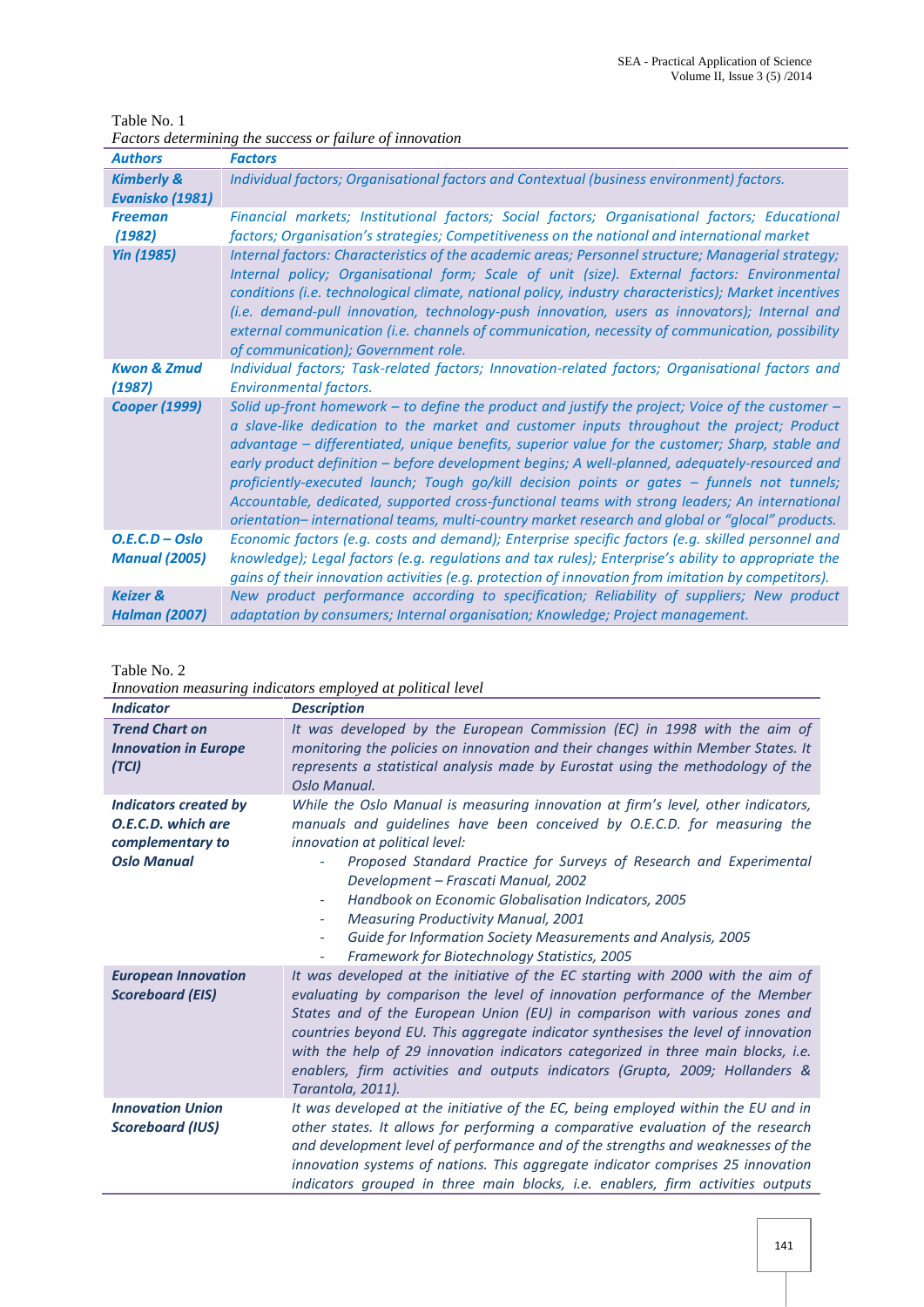Table No. 1

*Factors determining the success or failure of innovation*

| Authors | Factors |
|---|---|
| **Kimberly & Evanisko (1981)** | *Individual factors; Organisational factors and Contextual (business environment) factors.* |
| **Freeman (1982)** | *Financial markets; Institutional factors; Social factors; Organisational factors; Educational factors; Organisation's strategies; Competitiveness on the national and international market* |
| **Yin (1985)** | *Internal factors: Characteristics of the academic areas; Personnel structure; Managerial strategy; Internal policy; Organisational form; Scale of unit (size). External factors: Environmental conditions (i.e. technological climate, national policy, industry characteristics); Market incentives (i.e. demand-pull innovation, technology-push innovation, users as innovators); Internal and external communication (i.e. channels of communication, necessity of communication, possibility of communication); Government role.* |
| **Kwon & Zmud (1987)** | *Individual factors; Task-related factors; Innovation-related factors; Organisational factors and Environmental factors.* |
| **Cooper (1999)** | *Solid up-front homework – to define the product and justify the project; Voice of the customer – a slave-like dedication to the market and customer inputs throughout the project; Product advantage – differentiated, unique benefits, superior value for the customer; Sharp, stable and early product definition – before development begins; A well-planned, adequately-resourced and proficiently-executed launch; Tough go/kill decision points or gates – funnels not tunnels; Accountable, dedicated, supported cross-functional teams with strong leaders; An international orientation– international teams, multi-country market research and global or "glocal" products.* |
| **O.E.C.D – Oslo Manual (2005)** | *Economic factors (e.g. costs and demand); Enterprise specific factors (e.g. skilled personnel and knowledge); Legal factors (e.g. regulations and tax rules); Enterprise's ability to appropriate the gains of their innovation activities (e.g. protection of innovation from imitation by competitors).* |
| **Keizer & Halman (2007)** | *New product performance according to specification; Reliability of suppliers; New product adaptation by consumers; Internal organisation; Knowledge; Project management.* |

Table No. 2

*Innovation measuring indicators employed at political level*

| Indicator | Description |
|---|---|
| ***Trend Chart on Innovation in Europe (TCI)*** | *It was developed by the European Commission (EC) in 1998 with the aim of monitoring the policies on innovation and their changes within Member States. It represents a statistical analysis made by Eurostat using the methodology of the Oslo Manual.* |
| ***Indicators created by O.E.C.D. which are complementary to Oslo Manual*** | *While the Oslo Manual is measuring innovation at firm's level, other indicators, manuals and guidelines have been conceived by O.E.C.D. for measuring the innovation at political level:* <br> - *Proposed Standard Practice for Surveys of Research and Experimental Development – Frascati Manual, 2002* <br> - *Handbook on Economic Globalisation Indicators, 2005* <br> - *Measuring Productivity Manual, 2001* <br> - *Guide for Information Society Measurements and Analysis, 2005* <br> - *Framework for Biotechnology Statistics, 2005* |
| ***European Innovation Scoreboard (EIS)*** | *It was developed at the initiative of the EC starting with 2000 with the aim of evaluating by comparison the level of innovation performance of the Member States and of the European Union (EU) in comparison with various zones and countries beyond EU. This aggregate indicator synthesises the level of innovation with the help of 29 innovation indicators categorized in three main blocks, i.e. enablers, firm activities and outputs indicators (Grupta, 2009; Hollanders & Tarantola, 2011).* |
| ***Innovation Union Scoreboard (IUS)*** | *It was developed at the initiative of the EC, being employed within the EU and in other states. It allows for performing a comparative evaluation of the research and development level of performance and of the strengths and weaknesses of the innovation systems of nations. This aggregate indicator comprises 25 innovation indicators grouped in three main blocks, i.e. enablers, firm activities outputs* |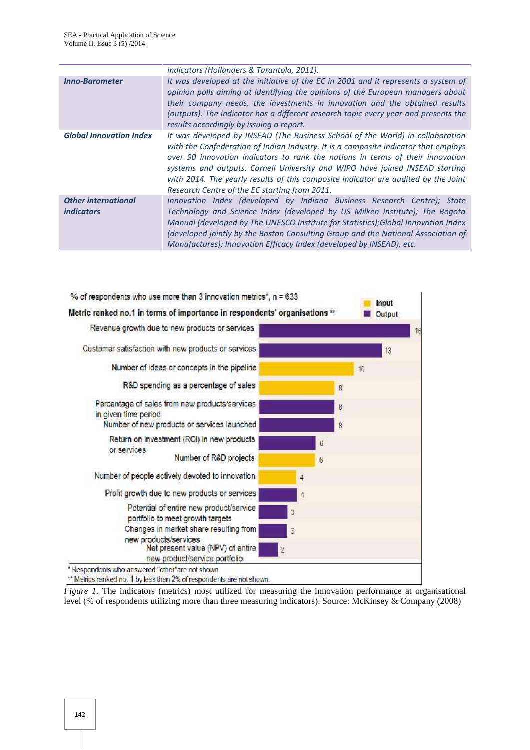| | |
|---|---|
| | *indicators (Hollanders & Tarantola, 2011).* |
| ***Inno-Barometer*** | *It was developed at the initiative of the EC in 2001 and it represents a system of opinion polls aiming at identifying the opinions of the European managers about their company needs, the investments in innovation and the obtained results (outputs). The indicator has a different research topic every year and presents the results accordingly by issuing a report.* |
| ***Global Innovation Index*** | *It was developed by INSEAD (The Business School of the World) in collaboration with the Confederation of Indian Industry. It is a composite indicator that employs over 90 innovation indicators to rank the nations in terms of their innovation systems and outputs. Cornell University and WIPO have joined INSEAD starting with 2014. The yearly results of this composite indicator are audited by the Joint Research Centre of the EC starting from 2011.* |
| ***Other international indicators*** | *Innovation Index (developed by Indiana Business Research Centre); State Technology and Science Index (developed by US Milken Institute); The Bogota Manual (developed by The UNESCO Institute for Statistics);Global Innovation Index (developed jointly by the Boston Consulting Group and the National Association of Manufactures); Innovation Efficacy Index (developed by INSEAD), etc.* |

% of respondents who use more than 3 innovation metrics*, n = 633

Metric ranked no.1 in terms of importance in respondents' organisations **

Input
Output

Revenue growth due to new products or services 16
Customer satisfaction with new products or services 13
Number of ideas or concepts in the pipeline 10
R&D spending as a percentage of sales 8
Percentage of sales from new products/services in given time period 8
Number of new products or services launched 8
Return on investment (ROI) in new products or services 6
Number of R&D projects 6
Number of people actively devoted to innovation 4
Profit growth due to new products or services 4
Potential of entire new product/service portfolio to meet growth targets 3
Changes in market share resulting from new products/services 3
Net present value (NPV) of entire new product/service portfolio 2

* Respondents who answered "other" are not shown
** Metrics ranked no. 1 by less than 2% of respondents are not shown.

*Figure 1.* The indicators (metrics) most utilized for measuring the innovation performance at organisational level (% of respondents utilizing more than three measuring indicators). Source: McKinsey & Company (2008)